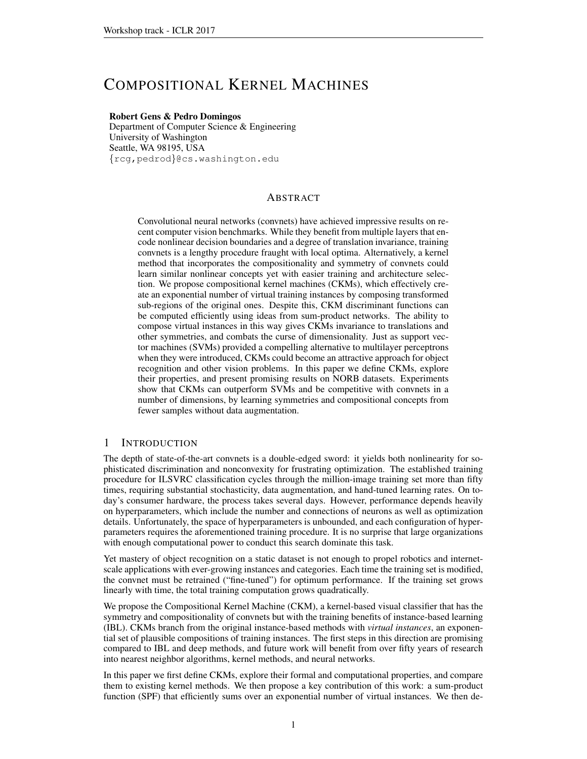# Compositional Kernel Machines

**Robert Gens & Pedro Domingos**
Department of Computer Science & Engineering
University of Washington
Seattle, WA 98195, USA
{rcg,pedrod}@cs.washington.edu

## Abstract

Convolutional neural networks (convnets) have achieved impressive results on recent computer vision benchmarks. While they benefit from multiple layers that encode nonlinear decision boundaries and a degree of translation invariance, training convnets is a lengthy procedure fraught with local optima. Alternatively, a kernel method that incorporates the compositionality and symmetry of convnets could learn similar nonlinear concepts yet with easier training and architecture selection. We propose compositional kernel machines (CKMs), which effectively create an exponential number of virtual training instances by composing transformed sub-regions of the original ones. Despite this, CKM discriminant functions can be computed efficiently using ideas from sum-product networks. The ability to compose virtual instances in this way gives CKMs invariance to translations and other symmetries, and combats the curse of dimensionality. Just as support vector machines (SVMs) provided a compelling alternative to multilayer perceptrons when they were introduced, CKMs could become an attractive approach for object recognition and other vision problems. In this paper we define CKMs, explore their properties, and present promising results on NORB datasets. Experiments show that CKMs can outperform SVMs and be competitive with convnets in a number of dimensions, by learning symmetries and compositional concepts from fewer samples without data augmentation.

## 1 Introduction

The depth of state-of-the-art convnets is a double-edged sword: it yields both nonlinearity for sophisticated discrimination and nonconvexity for frustrating optimization. The established training procedure for ILSVRC classification cycles through the million-image training set more than fifty times, requiring substantial stochasticity, data augmentation, and hand-tuned learning rates. On today's consumer hardware, the process takes several days. However, performance depends heavily on hyperparameters, which include the number and connections of neurons as well as optimization details. Unfortunately, the space of hyperparameters is unbounded, and each configuration of hyperparameters requires the aforementioned training procedure. It is no surprise that large organizations with enough computational power to conduct this search dominate this task.

Yet mastery of object recognition on a static dataset is not enough to propel robotics and internet-scale applications with ever-growing instances and categories. Each time the training set is modified, the convnet must be retrained ("fine-tuned") for optimum performance. If the training set grows linearly with time, the total training computation grows quadratically.

We propose the Compositional Kernel Machine (CKM), a kernel-based visual classifier that has the symmetry and compositionality of convnets but with the training benefits of instance-based learning (IBL). CKMs branch from the original instance-based methods with *virtual instances*, an exponential set of plausible compositions of training instances. The first steps in this direction are promising compared to IBL and deep methods, and future work will benefit from over fifty years of research into nearest neighbor algorithms, kernel methods, and neural networks.

In this paper we first define CKMs, explore their formal and computational properties, and compare them to existing kernel methods. We then propose a key contribution of this work: a sum-product function (SPF) that efficiently sums over an exponential number of virtual instances. We then de-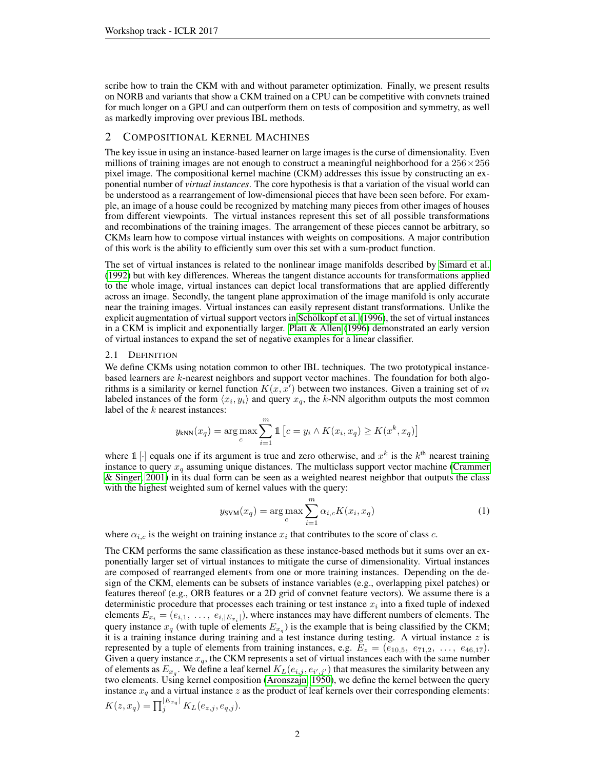scribe how to train the CKM with and without parameter optimization. Finally, we present results on NORB and variants that show a CKM trained on a CPU can be competitive with convnets trained for much longer on a GPU and can outperform them on tests of composition and symmetry, as well as markedly improving over previous IBL methods.

## 2 Compositional Kernel Machines

The key issue in using an instance-based learner on large images is the curse of dimensionality. Even millions of training images are not enough to construct a meaningful neighborhood for a $256 \times 256$ pixel image. The compositional kernel machine (CKM) addresses this issue by constructing an exponential number of *virtual instances*. The core hypothesis is that a variation of the visual world can be understood as a rearrangement of low-dimensional pieces that have been seen before. For example, an image of a house could be recognized by matching many pieces from other images of houses from different viewpoints. The virtual instances represent this set of all possible transformations and recombinations of the training images. The arrangement of these pieces cannot be arbitrary, so CKMs learn how to compose virtual instances with weights on compositions. A major contribution of this work is the ability to efficiently sum over this set with a sum-product function.

The set of virtual instances is related to the nonlinear image manifolds described by Simard et al. (1992) but with key differences. Whereas the tangent distance accounts for transformations applied to the whole image, virtual instances can depict local transformations that are applied differently across an image. Secondly, the tangent plane approximation of the image manifold is only accurate near the training images. Virtual instances can easily represent distant transformations. Unlike the explicit augmentation of virtual support vectors in Schölkopf et al. (1996), the set of virtual instances in a CKM is implicit and exponentially larger. Platt & Allen (1996) demonstrated an early version of virtual instances to expand the set of negative examples for a linear classifier.

### 2.1 Definition

We define CKMs using notation common to other IBL techniques. The two prototypical instance-based learners are $k$-nearest neighbors and support vector machines. The foundation for both algorithms is a similarity or kernel function $K(x, x')$ between two instances. Given a training set of $m$ labeled instances of the form $\langle x_i, y_i \rangle$ and query $x_q$, the $k$-NN algorithm outputs the most common label of the $k$ nearest instances:

$$y_{\text{kNN}}(x_q) = \arg\max_c \sum_{i=1}^{m} \mathbb{1}\left[c = y_i \wedge K(x_i, x_q) \geq K(x^k, x_q)\right]$$

where $\mathbb{1}[\cdot]$ equals one if its argument is true and zero otherwise, and $x^k$ is the $k^{\text{th}}$ nearest training instance to query $x_q$ assuming unique distances. The multiclass support vector machine (Crammer & Singer, 2001) in its dual form can be seen as a weighted nearest neighbor that outputs the class with the highest weighted sum of kernel values with the query:

$$y_{\text{SVM}}(x_q) = \arg\max_c \sum_{i=1}^{m} \alpha_{i,c} K(x_i, x_q) \tag{1}$$

where $\alpha_{i,c}$ is the weight on training instance $x_i$ that contributes to the score of class $c$.

The CKM performs the same classification as these instance-based methods but it sums over an exponentially larger set of virtual instances to mitigate the curse of dimensionality. Virtual instances are composed of rearranged elements from one or more training instances. Depending on the design of the CKM, elements can be subsets of instance variables (e.g., overlapping pixel patches) or features thereof (e.g., ORB features or a 2D grid of convnet feature vectors). We assume there is a deterministic procedure that processes each training or test instance $x_i$ into a fixed tuple of indexed elements $E_{x_i} = (e_{i,1}, \ldots, e_{i,|E_{x_i}|})$, where instances may have different numbers of elements. The query instance $x_q$ (with tuple of elements $E_{x_q}$) is the example that is being classified by the CKM; it is a training instance during training and a test instance during testing. A virtual instance $z$ is represented by a tuple of elements from training instances, e.g. $E_z = (e_{10,5}, e_{71,2}, \ldots, e_{46,17})$. Given a query instance $x_q$, the CKM represents a set of virtual instances each with the same number of elements as $E_{x_q}$. We define a leaf kernel $K_L(e_{i,j}, e_{i',j'})$ that measures the similarity between any two elements. Using kernel composition (Aronszajn, 1950), we define the kernel between the query instance $x_q$ and a virtual instance $z$ as the product of leaf kernels over their corresponding elements: $K(z, x_q) = \prod_j^{|E_{x_q}|} K_L(e_{z,j}, e_{q,j})$.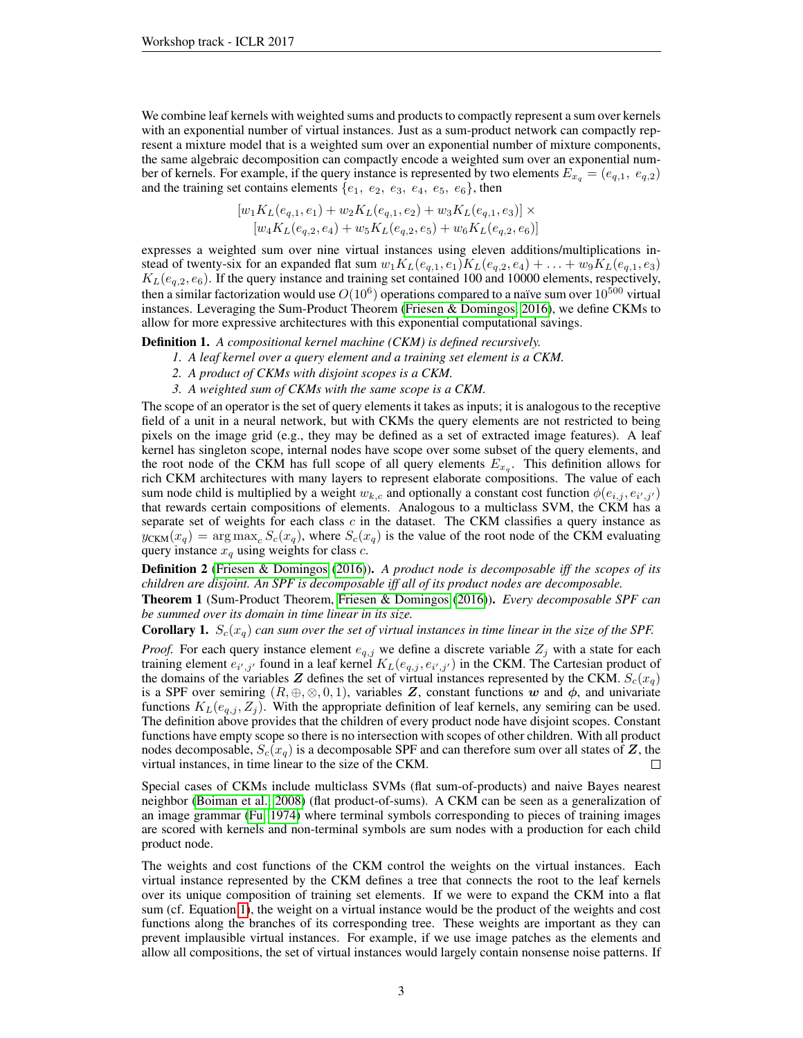We combine leaf kernels with weighted sums and products to compactly represent a sum over kernels with an exponential number of virtual instances. Just as a sum-product network can compactly represent a mixture model that is a weighted sum over an exponential number of mixture components, the same algebraic decomposition can compactly encode a weighted sum over an exponential number of kernels. For example, if the query instance is represented by two elements $E_{x_q} = (e_{q,1},\ e_{q,2})$ and the training set contains elements $\{e_1,\ e_2,\ e_3,\ e_4,\ e_5,\ e_6\}$, then

$$
[w_1 K_L(e_{q,1}, e_1) + w_2 K_L(e_{q,1}, e_2) + w_3 K_L(e_{q,1}, e_3)] \times \\
[w_4 K_L(e_{q,2}, e_4) + w_5 K_L(e_{q,2}, e_5) + w_6 K_L(e_{q,2}, e_6)]
$$

expresses a weighted sum over nine virtual instances using eleven additions/multiplications instead of twenty-six for an expanded flat sum $w_1 K_L(e_{q,1}, e_1) K_L(e_{q,2}, e_4) + \ldots + w_9 K_L(e_{q,1}, e_3)$ $K_L(e_{q,2}, e_6)$. If the query instance and training set contained 100 and 10000 elements, respectively, then a similar factorization would use $O(10^6)$ operations compared to a naïve sum over $10^{500}$ virtual instances. Leveraging the Sum-Product Theorem (Friesen & Domingos, 2016), we define CKMs to allow for more expressive architectures with this exponential computational savings.

**Definition 1.** *A compositional kernel machine (CKM) is defined recursively.*

1. *A leaf kernel over a query element and a training set element is a CKM.*
2. *A product of CKMs with disjoint scopes is a CKM.*
3. *A weighted sum of CKMs with the same scope is a CKM.*

The scope of an operator is the set of query elements it takes as inputs; it is analogous to the receptive field of a unit in a neural network, but with CKMs the query elements are not restricted to being pixels on the image grid (e.g., they may be defined as a set of extracted image features). A leaf kernel has singleton scope, internal nodes have scope over some subset of the query elements, and the root node of the CKM has full scope of all query elements $E_{x_q}$. This definition allows for rich CKM architectures with many layers to represent elaborate compositions. The value of each sum node child is multiplied by a weight $w_{k,c}$ and optionally a constant cost function $\phi(e_{i,j}, e_{i',j'})$ that rewards certain compositions of elements. Analogous to a multiclass SVM, the CKM has a separate set of weights for each class $c$ in the dataset. The CKM classifies a query instance as $y_{\text{CKM}}(x_q) = \arg\max_c S_c(x_q)$, where $S_c(x_q)$ is the value of the root node of the CKM evaluating query instance $x_q$ using weights for class $c$.

**Definition 2** (Friesen & Domingos (2016))**.** *A product node is decomposable iff the scopes of its children are disjoint. An SPF is decomposable iff all of its product nodes are decomposable.*

**Theorem 1** (Sum-Product Theorem, Friesen & Domingos (2016))**.** *Every decomposable SPF can be summed over its domain in time linear in its size.*

**Corollary 1.** *$S_c(x_q)$ can sum over the set of virtual instances in time linear in the size of the SPF.*

*Proof.* For each query instance element $e_{q,j}$ we define a discrete variable $Z_j$ with a state for each training element $e_{i',j'}$ found in a leaf kernel $K_L(e_{q,j}, e_{i',j'})$ in the CKM. The Cartesian product of the domains of the variables $\boldsymbol{Z}$ defines the set of virtual instances represented by the CKM. $S_c(x_q)$ is a SPF over semiring $(R, \oplus, \otimes, 0, 1)$, variables $\boldsymbol{Z}$, constant functions $\boldsymbol{w}$ and $\boldsymbol{\phi}$, and univariate functions $K_L(e_{q,j}, Z_j)$. With the appropriate definition of leaf kernels, any semiring can be used. The definition above provides that the children of every product node have disjoint scopes. Constant functions have empty scope so there is no intersection with scopes of other children. With all product nodes decomposable, $S_c(x_q)$ is a decomposable SPF and can therefore sum over all states of $\boldsymbol{Z}$, the virtual instances, in time linear to the size of the CKM. □

Special cases of CKMs include multiclass SVMs (flat sum-of-products) and naive Bayes nearest neighbor (Boiman et al., 2008) (flat product-of-sums). A CKM can be seen as a generalization of an image grammar (Fu, 1974) where terminal symbols corresponding to pieces of training images are scored with kernels and non-terminal symbols are sum nodes with a production for each child product node.

The weights and cost functions of the CKM control the weights on the virtual instances. Each virtual instance represented by the CKM defines a tree that connects the root to the leaf kernels over its unique composition of training set elements. If we were to expand the CKM into a flat sum (cf. Equation 1), the weight on a virtual instance would be the product of the weights and cost functions along the branches of its corresponding tree. These weights are important as they can prevent implausible virtual instances. For example, if we use image patches as the elements and allow all compositions, the set of virtual instances would largely contain nonsense noise patterns. If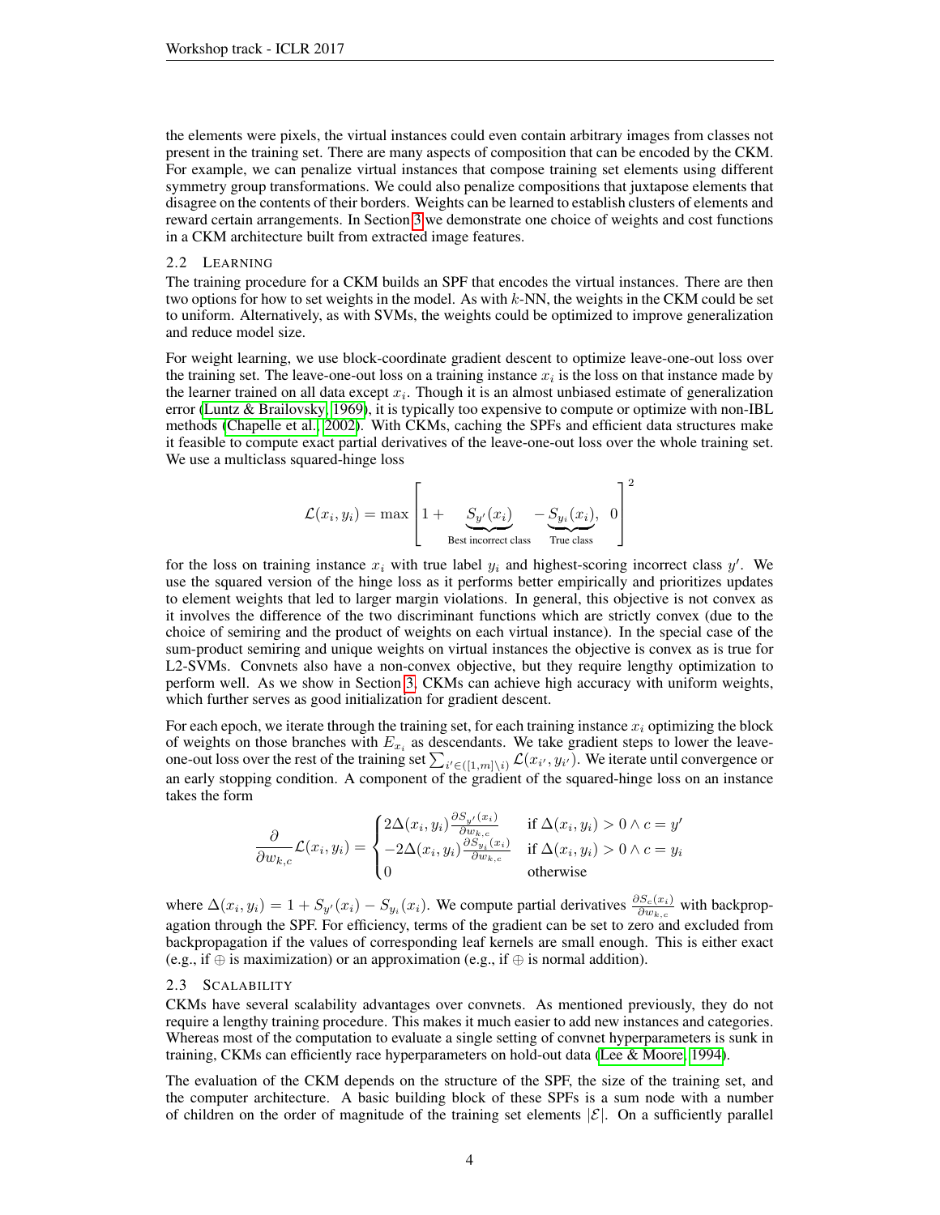the elements were pixels, the virtual instances could even contain arbitrary images from classes not present in the training set. There are many aspects of composition that can be encoded by the CKM. For example, we can penalize virtual instances that compose training set elements using different symmetry group transformations. We could also penalize compositions that juxtapose elements that disagree on the contents of their borders. Weights can be learned to establish clusters of elements and reward certain arrangements. In Section 3 we demonstrate one choice of weights and cost functions in a CKM architecture built from extracted image features.

### 2.2 Learning

The training procedure for a CKM builds an SPF that encodes the virtual instances. There are then two options for how to set weights in the model. As with $k$-NN, the weights in the CKM could be set to uniform. Alternatively, as with SVMs, the weights could be optimized to improve generalization and reduce model size.

For weight learning, we use block-coordinate gradient descent to optimize leave-one-out loss over the training set. The leave-one-out loss on a training instance $x_i$ is the loss on that instance made by the learner trained on all data except $x_i$. Though it is an almost unbiased estimate of generalization error (Luntz & Brailovsky, 1969), it is typically too expensive to compute or optimize with non-IBL methods (Chapelle et al., 2002). With CKMs, caching the SPFs and efficient data structures make it feasible to compute exact partial derivatives of the leave-one-out loss over the whole training set. We use a multiclass squared-hinge loss

$$\mathcal{L}(x_i, y_i) = \max \left[ 1 + \underbrace{S_{y'}(x_i)}_{\text{Best incorrect class}} - \underbrace{S_{y_i}(x_i)}_{\text{True class}},\ 0 \right]^2$$

for the loss on training instance $x_i$ with true label $y_i$ and highest-scoring incorrect class $y'$. We use the squared version of the hinge loss as it performs better empirically and prioritizes updates to element weights that led to larger margin violations. In general, this objective is not convex as it involves the difference of the two discriminant functions which are strictly convex (due to the choice of semiring and the product of weights on each virtual instance). In the special case of the sum-product semiring and unique weights on virtual instances the objective is convex as is true for L2-SVMs. Convnets also have a non-convex objective, but they require lengthy optimization to perform well. As we show in Section 3, CKMs can achieve high accuracy with uniform weights, which further serves as good initialization for gradient descent.

For each epoch, we iterate through the training set, for each training instance $x_i$ optimizing the block of weights on those branches with $E_{x_i}$ as descendants. We take gradient steps to lower the leave-one-out loss over the rest of the training set $\sum_{i' \in ([1,m] \setminus i)} \mathcal{L}(x_{i'}, y_{i'})$. We iterate until convergence or an early stopping condition. A component of the gradient of the squared-hinge loss on an instance takes the form

$$\frac{\partial}{\partial w_{k,c}} \mathcal{L}(x_i, y_i) = \begin{cases} 2\Delta(x_i, y_i) \frac{\partial S_{y'}(x_i)}{\partial w_{k,c}} & \text{if } \Delta(x_i, y_i) > 0 \wedge c = y' \\ -2\Delta(x_i, y_i) \frac{\partial S_{y_i}(x_i)}{\partial w_{k,c}} & \text{if } \Delta(x_i, y_i) > 0 \wedge c = y_i \\ 0 & \text{otherwise} \end{cases}$$

where $\Delta(x_i, y_i) = 1 + S_{y'}(x_i) - S_{y_i}(x_i)$. We compute partial derivatives $\frac{\partial S_c(x_i)}{\partial w_{k,c}}$ with backpropagation through the SPF. For efficiency, terms of the gradient can be set to zero and excluded from backpropagation if the values of corresponding leaf kernels are small enough. This is either exact (e.g., if $\oplus$ is maximization) or an approximation (e.g., if $\oplus$ is normal addition).

### 2.3 Scalability

CKMs have several scalability advantages over convnets. As mentioned previously, they do not require a lengthy training procedure. This makes it much easier to add new instances and categories. Whereas most of the computation to evaluate a single setting of convnet hyperparameters is sunk in training, CKMs can efficiently race hyperparameters on hold-out data (Lee & Moore, 1994).

The evaluation of the CKM depends on the structure of the SPF, the size of the training set, and the computer architecture. A basic building block of these SPFs is a sum node with a number of children on the order of magnitude of the training set elements $|\mathcal{E}|$. On a sufficiently parallel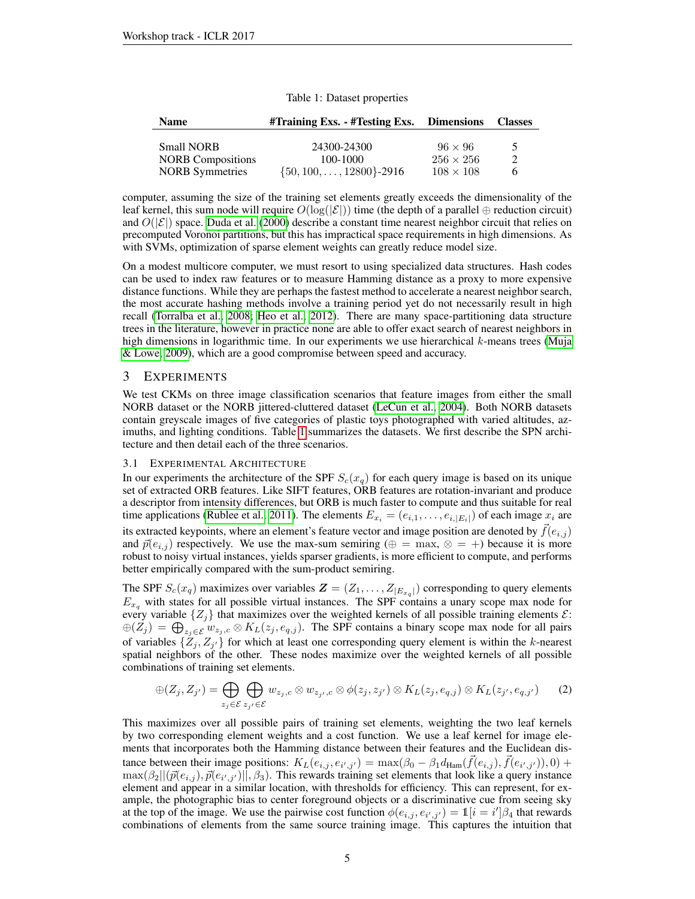Table 1: Dataset properties

| Name | #Training Exs. - #Testing Exs. | Dimensions | Classes |
|---|---|---|---|
| Small NORB | 24300-24300 | $96 \times 96$ | 5 |
| NORB Compositions | 100-1000 | $256 \times 256$ | 2 |
| NORB Symmetries | $\{50, 100, \ldots, 12800\}$-2916 | $108 \times 108$ | 6 |

computer, assuming the size of the training set elements greatly exceeds the dimensionality of the leaf kernel, this sum node will require $O(\log(|\mathcal{E}|))$ time (the depth of a parallel $\oplus$ reduction circuit) and $O(|\mathcal{E}|)$ space. Duda et al. (2000) describe a constant time nearest neighbor circuit that relies on precomputed Voronoi partitions, but this has impractical space requirements in high dimensions. As with SVMs, optimization of sparse element weights can greatly reduce model size.

On a modest multicore computer, we must resort to using specialized data structures. Hash codes can be used to index raw features or to measure Hamming distance as a proxy to more expensive distance functions. While they are perhaps the fastest method to accelerate a nearest neighbor search, the most accurate hashing methods involve a training period yet do not necessarily result in high recall (Torralba et al., 2008; Heo et al., 2012). There are many space-partitioning data structure trees in the literature, however in practice none are able to offer exact search of nearest neighbors in high dimensions in logarithmic time. In our experiments we use hierarchical $k$-means trees (Muja & Lowe, 2009), which are a good compromise between speed and accuracy.

## 3 Experiments

We test CKMs on three image classification scenarios that feature images from either the small NORB dataset or the NORB jittered-cluttered dataset (LeCun et al., 2004). Both NORB datasets contain greyscale images of five categories of plastic toys photographed with varied altitudes, azimuths, and lighting conditions. Table 1 summarizes the datasets. We first describe the SPN architecture and then detail each of the three scenarios.

### 3.1 Experimental Architecture

In our experiments the architecture of the SPF $S_c(x_q)$ for each query image is based on its unique set of extracted ORB features. Like SIFT features, ORB features are rotation-invariant and produce a descriptor from intensity differences, but ORB is much faster to compute and thus suitable for real time applications (Rublee et al., 2011). The elements $E_{x_i} = (e_{i,1}, \ldots, e_{i,|E_i|})$ of each image $x_i$ are its extracted keypoints, where an element's feature vector and image position are denoted by $\vec{f}(e_{i,j})$ and $\vec{p}(e_{i,j})$ respectively. We use the max-sum semiring ($\oplus = \max$, $\otimes = +$) because it is more robust to noisy virtual instances, yields sparser gradients, is more efficient to compute, and performs better empirically compared with the sum-product semiring.

The SPF $S_c(x_q)$ maximizes over variables $\boldsymbol{Z} = (Z_1, \ldots, Z_{|E_{x_q}|})$ corresponding to query elements $E_{x_q}$ with states for all possible virtual instances. The SPF contains a unary scope max node for every variable $\{Z_j\}$ that maximizes over the weighted kernels of all possible training elements $\mathcal{E}$: $\oplus(Z_j) = \bigoplus_{z_j \in \mathcal{E}} w_{z_j,c} \otimes K_L(z_j, e_{q,j})$. The SPF contains a binary scope max node for all pairs of variables $\{Z_j, Z_{j'}\}$ for which at least one corresponding query element is within the $k$-nearest spatial neighbors of the other. These nodes maximize over the weighted kernels of all possible combinations of training set elements.

$$\oplus(Z_j, Z_{j'}) = \bigoplus_{z_j \in \mathcal{E}} \bigoplus_{z_{j'} \in \mathcal{E}} w_{z_j,c} \otimes w_{z_{j'},c} \otimes \phi(z_j, z_{j'}) \otimes K_L(z_j, e_{q,j}) \otimes K_L(z_{j'}, e_{q,j'}) \tag{2}$$

This maximizes over all possible pairs of training set elements, weighting the two leaf kernels by two corresponding element weights and a cost function. We use a leaf kernel for image elements that incorporates both the Hamming distance between their features and the Euclidean distance between their image positions: $K_L(e_{i,j}, e_{i',j'}) = \max(\beta_0 - \beta_1 d_{\text{Ham}}(\vec{f}(e_{i,j}), \vec{f}(e_{i',j'})), 0) + \max(\beta_2 ||(\vec{p}(e_{i,j}), \vec{p}(e_{i',j'})||, \beta_3)$. This rewards training set elements that look like a query instance element and appear in a similar location, with thresholds for efficiency. This can represent, for example, the photographic bias to center foreground objects or a discriminative cue from seeing sky at the top of the image. We use the pairwise cost function $\phi(e_{i,j}, e_{i',j'}) = \mathbb{1}[i = i']\beta_4$ that rewards combinations of elements from the same source training image. This captures the intuition that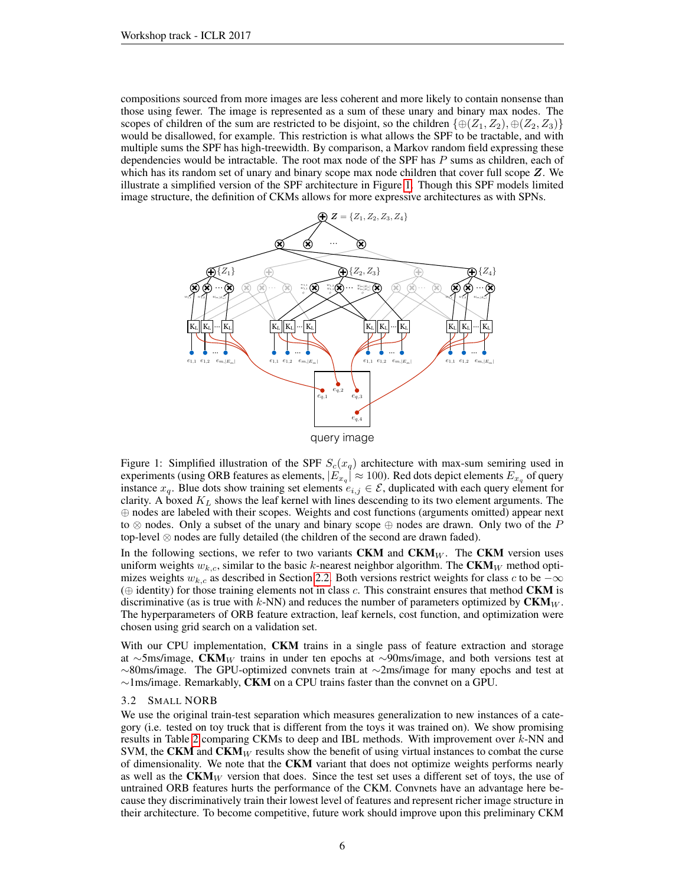compositions sourced from more images are less coherent and more likely to contain nonsense than those using fewer. The image is represented as a sum of these unary and binary max nodes. The scopes of children of the sum are restricted to be disjoint, so the children $\{\oplus(Z_1, Z_2), \oplus(Z_2, Z_3)\}$ would be disallowed, for example. This restriction is what allows the SPF to be tractable, and with multiple sums the SPF has high-treewidth. By comparison, a Markov random field expressing these dependencies would be intractable. The root max node of the SPF has $P$ sums as children, each of which has its random set of unary and binary scope max node children that cover full scope $\boldsymbol{Z}$. We illustrate a simplified version of the SPF architecture in Figure 1. Though this SPF models limited image structure, the definition of CKMs allows for more expressive architectures as with SPNs.

Figure 1: Simplified illustration of the SPF $S_c(x_q)$ architecture with max-sum semiring used in experiments (using ORB features as elements, $|E_{x_q}| \approx 100$). Red dots depict elements $E_{x_q}$ of query instance $x_q$. Blue dots show training set elements $e_{i,j} \in \mathcal{E}$, duplicated with each query element for clarity. A boxed $K_L$ shows the leaf kernel with lines descending to its two element arguments. The $\oplus$ nodes are labeled with their scopes. Weights and cost functions (arguments omitted) appear next to $\otimes$ nodes. Only a subset of the unary and binary scope $\oplus$ nodes are drawn. Only two of the $P$ top-level $\otimes$ nodes are fully detailed (the children of the second are drawn faded).

In the following sections, we refer to two variants **CKM** and **CKM**$_W$. The **CKM** version uses uniform weights $w_{k,c}$, similar to the basic $k$-nearest neighbor algorithm. The **CKM**$_W$ method optimizes weights $w_{k,c}$ as described in Section 2.2. Both versions restrict weights for class $c$ to be $-\infty$ ($\oplus$ identity) for those training elements not in class $c$. This constraint ensures that method **CKM** is discriminative (as is true with $k$-NN) and reduces the number of parameters optimized by **CKM**$_W$. The hyperparameters of ORB feature extraction, leaf kernels, cost function, and optimization were chosen using grid search on a validation set.

With our CPU implementation, **CKM** trains in a single pass of feature extraction and storage at $\sim$5ms/image, **CKM**$_W$ trains in under ten epochs at $\sim$90ms/image, and both versions test at $\sim$80ms/image. The GPU-optimized convnets train at $\sim$2ms/image for many epochs and test at $\sim$1ms/image. Remarkably, **CKM** on a CPU trains faster than the convnet on a GPU.

### 3.2 Small NORB

We use the original train-test separation which measures generalization to new instances of a category (i.e. tested on toy truck that is different from the toys it was trained on). We show promising results in Table 2 comparing CKMs to deep and IBL methods. With improvement over $k$-NN and SVM, the **CKM** and **CKM**$_W$ results show the benefit of using virtual instances to combat the curse of dimensionality. We note that the **CKM** variant that does not optimize weights performs nearly as well as the **CKM**$_W$ version that does. Since the test set uses a different set of toys, the use of untrained ORB features hurts the performance of the CKM. Convnets have an advantage here because they discriminatively train their lowest level of features and represent richer image structure in their architecture. To become competitive, future work should improve upon this preliminary CKM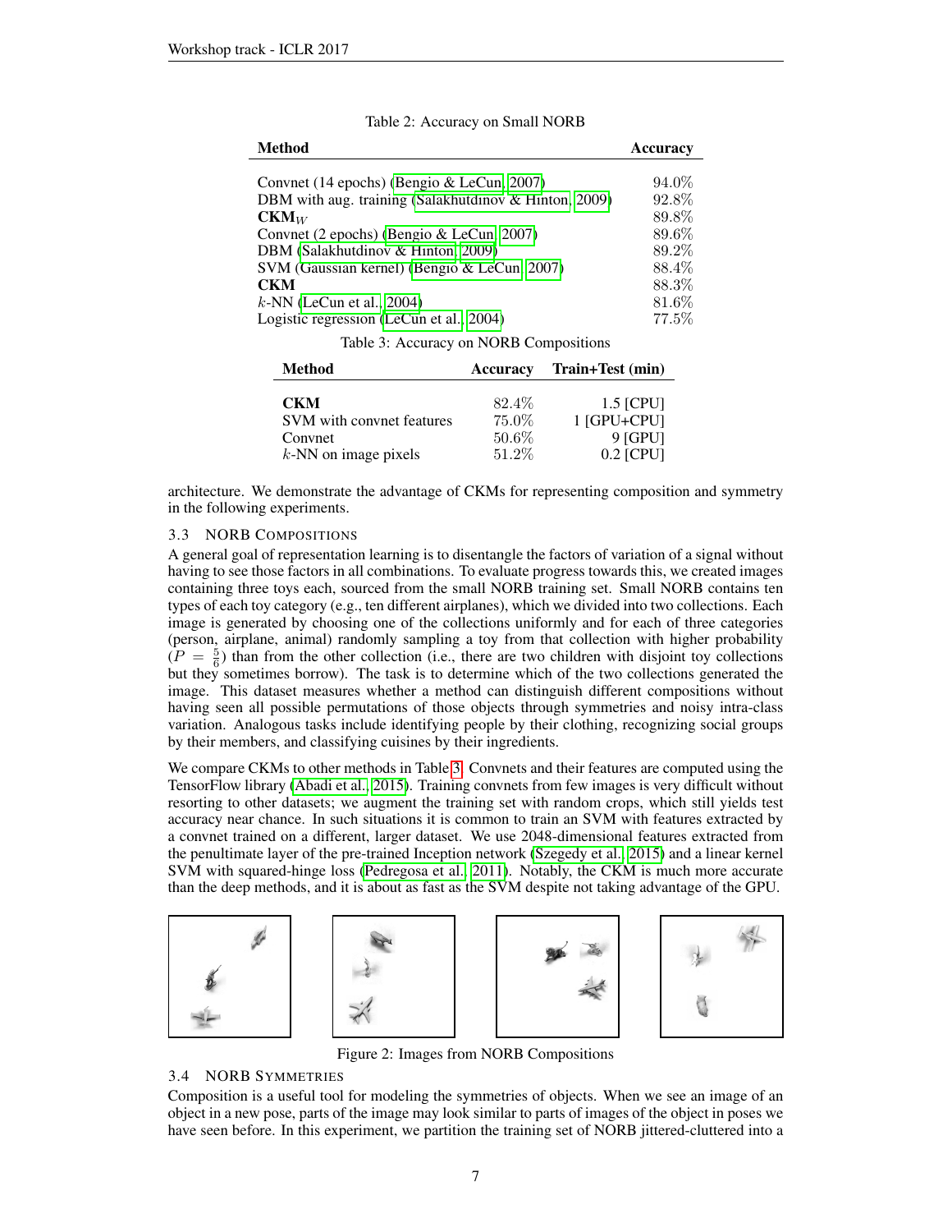Table 2: Accuracy on Small NORB

| Method | Accuracy |
|---|---|
| Convnet (14 epochs) (Bengio & LeCun, 2007) | 94.0% |
| DBM with aug. training (Salakhutdinov & Hinton, 2009) | 92.8% |
| **CKM**$_W$ | 89.8% |
| Convnet (2 epochs) (Bengio & LeCun, 2007) | 89.6% |
| DBM (Salakhutdinov & Hinton, 2009) | 89.2% |
| SVM (Gaussian kernel) (Bengio & LeCun, 2007) | 88.4% |
| **CKM** | 88.3% |
| $k$-NN (LeCun et al., 2004) | 81.6% |
| Logistic regression (LeCun et al., 2004) | 77.5% |

Table 3: Accuracy on NORB Compositions

| Method | Accuracy | Train+Test (min) |
|---|---|---|
| **CKM** | 82.4% | 1.5 [CPU] |
| SVM with convnet features | 75.0% | 1 [GPU+CPU] |
| Convnet | 50.6% | 9 [GPU] |
| $k$-NN on image pixels | 51.2% | 0.2 [CPU] |

architecture. We demonstrate the advantage of CKMs for representing composition and symmetry in the following experiments.

### 3.3 NORB COMPOSITIONS

A general goal of representation learning is to disentangle the factors of variation of a signal without having to see those factors in all combinations. To evaluate progress towards this, we created images containing three toys each, sourced from the small NORB training set. Small NORB contains ten types of each toy category (e.g., ten different airplanes), which we divided into two collections. Each image is generated by choosing one of the collections uniformly and for each of three categories (person, airplane, animal) randomly sampling a toy from that collection with higher probability ($P = \frac{5}{6}$) than from the other collection (i.e., there are two children with disjoint toy collections but they sometimes borrow). The task is to determine which of the two collections generated the image. This dataset measures whether a method can distinguish different compositions without having seen all possible permutations of those objects through symmetries and noisy intra-class variation. Analogous tasks include identifying people by their clothing, recognizing social groups by their members, and classifying cuisines by their ingredients.

We compare CKMs to other methods in Table 3. Convnets and their features are computed using the TensorFlow library (Abadi et al., 2015). Training convnets from few images is very difficult without resorting to other datasets; we augment the training set with random crops, which still yields test accuracy near chance. In such situations it is common to train an SVM with features extracted by a convnet trained on a different, larger dataset. We use 2048-dimensional features extracted from the penultimate layer of the pre-trained Inception network (Szegedy et al., 2015) and a linear kernel SVM with squared-hinge loss (Pedregosa et al., 2011). Notably, the CKM is much more accurate than the deep methods, and it is about as fast as the SVM despite not taking advantage of the GPU.

Figure 2: Images from NORB Compositions

### 3.4 NORB SYMMETRIES

Composition is a useful tool for modeling the symmetries of objects. When we see an image of an object in a new pose, parts of the image may look similar to parts of images of the object in poses we have seen before. In this experiment, we partition the training set of NORB jittered-cluttered into a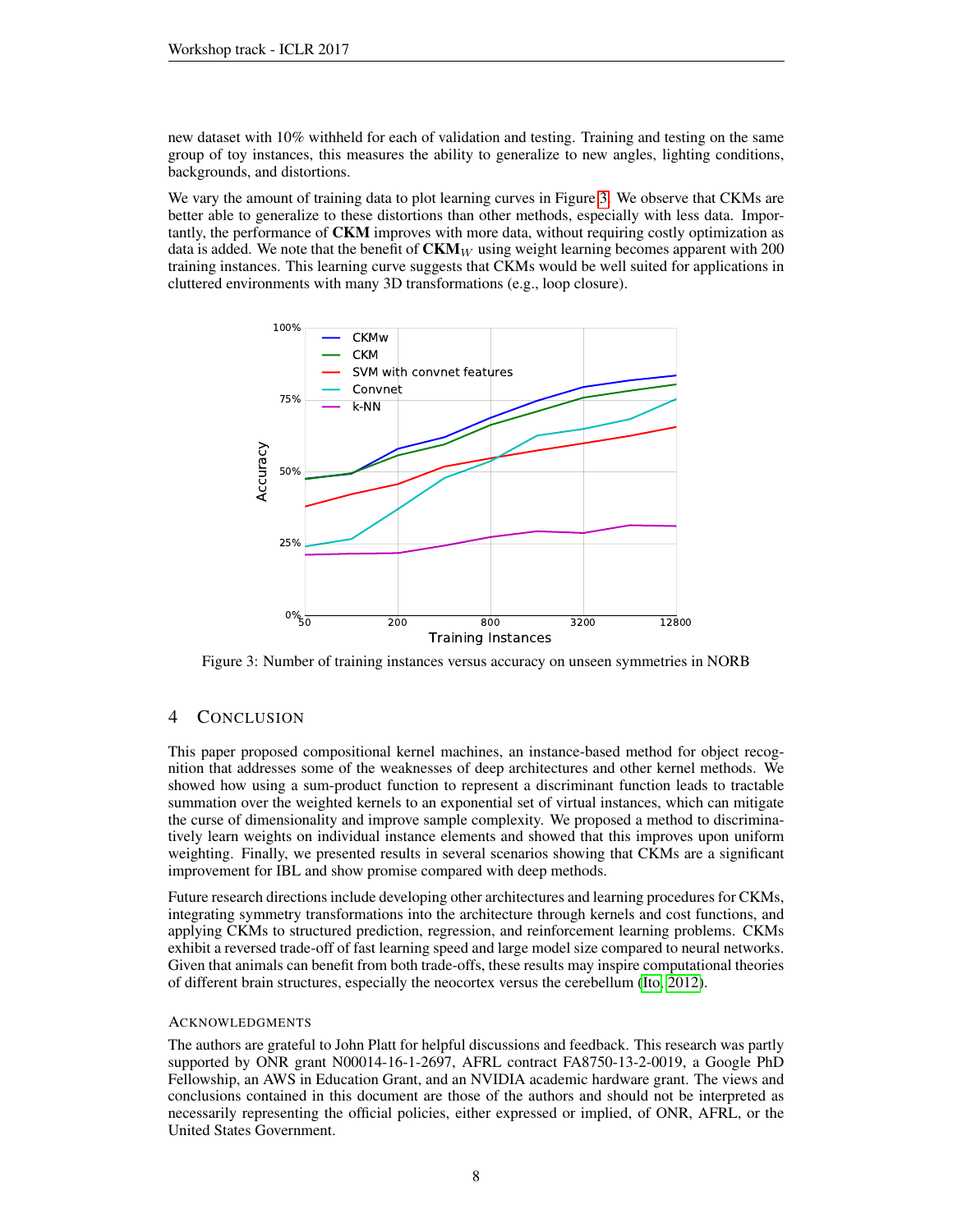new dataset with 10% withheld for each of validation and testing. Training and testing on the same group of toy instances, this measures the ability to generalize to new angles, lighting conditions, backgrounds, and distortions.

We vary the amount of training data to plot learning curves in Figure 3. We observe that CKMs are better able to generalize to these distortions than other methods, especially with less data. Importantly, the performance of **CKM** improves with more data, without requiring costly optimization as data is added. We note that the benefit of $\mathbf{CKM}_W$ using weight learning becomes apparent with 200 training instances. This learning curve suggests that CKMs would be well suited for applications in cluttered environments with many 3D transformations (e.g., loop closure).

Figure 3: Number of training instances versus accuracy on unseen symmetries in NORB

## 4 Conclusion

This paper proposed compositional kernel machines, an instance-based method for object recognition that addresses some of the weaknesses of deep architectures and other kernel methods. We showed how using a sum-product function to represent a discriminant function leads to tractable summation over the weighted kernels to an exponential set of virtual instances, which can mitigate the curse of dimensionality and improve sample complexity. We proposed a method to discriminatively learn weights on individual instance elements and showed that this improves upon uniform weighting. Finally, we presented results in several scenarios showing that CKMs are a significant improvement for IBL and show promise compared with deep methods.

Future research directions include developing other architectures and learning procedures for CKMs, integrating symmetry transformations into the architecture through kernels and cost functions, and applying CKMs to structured prediction, regression, and reinforcement learning problems. CKMs exhibit a reversed trade-off of fast learning speed and large model size compared to neural networks. Given that animals can benefit from both trade-offs, these results may inspire computational theories of different brain structures, especially the neocortex versus the cerebellum (Ito, 2012).

### Acknowledgments

The authors are grateful to John Platt for helpful discussions and feedback. This research was partly supported by ONR grant N00014-16-1-2697, AFRL contract FA8750-13-2-0019, a Google PhD Fellowship, an AWS in Education Grant, and an NVIDIA academic hardware grant. The views and conclusions contained in this document are those of the authors and should not be interpreted as necessarily representing the official policies, either expressed or implied, of ONR, AFRL, or the United States Government.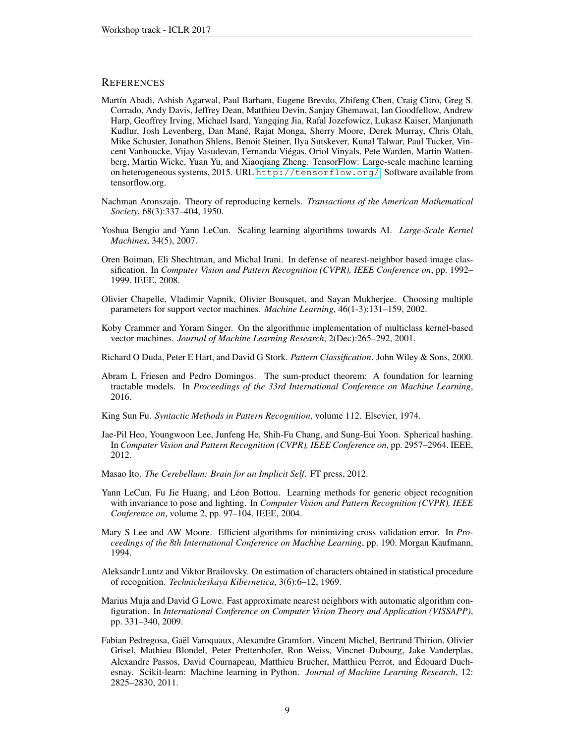## REFERENCES

Martín Abadi, Ashish Agarwal, Paul Barham, Eugene Brevdo, Zhifeng Chen, Craig Citro, Greg S. Corrado, Andy Davis, Jeffrey Dean, Matthieu Devin, Sanjay Ghemawat, Ian Goodfellow, Andrew Harp, Geoffrey Irving, Michael Isard, Yangqing Jia, Rafal Jozefowicz, Lukasz Kaiser, Manjunath Kudlur, Josh Levenberg, Dan Mané, Rajat Monga, Sherry Moore, Derek Murray, Chris Olah, Mike Schuster, Jonathon Shlens, Benoit Steiner, Ilya Sutskever, Kunal Talwar, Paul Tucker, Vincent Vanhoucke, Vijay Vasudevan, Fernanda Viégas, Oriol Vinyals, Pete Warden, Martin Wattenberg, Martin Wicke, Yuan Yu, and Xiaoqiang Zheng. TensorFlow: Large-scale machine learning on heterogeneous systems, 2015. URL `http://tensorflow.org/`. Software available from tensorflow.org.

Nachman Aronszajn. Theory of reproducing kernels. *Transactions of the American Mathematical Society*, 68(3):337–404, 1950.

Yoshua Bengio and Yann LeCun. Scaling learning algorithms towards AI. *Large-Scale Kernel Machines*, 34(5), 2007.

Oren Boiman, Eli Shechtman, and Michal Irani. In defense of nearest-neighbor based image classification. In *Computer Vision and Pattern Recognition (CVPR), IEEE Conference on*, pp. 1992–1999. IEEE, 2008.

Olivier Chapelle, Vladimir Vapnik, Olivier Bousquet, and Sayan Mukherjee. Choosing multiple parameters for support vector machines. *Machine Learning*, 46(1-3):131–159, 2002.

Koby Crammer and Yoram Singer. On the algorithmic implementation of multiclass kernel-based vector machines. *Journal of Machine Learning Research*, 2(Dec):265–292, 2001.

Richard O Duda, Peter E Hart, and David G Stork. *Pattern Classification*. John Wiley & Sons, 2000.

Abram L Friesen and Pedro Domingos. The sum-product theorem: A foundation for learning tractable models. In *Proceedings of the 33rd International Conference on Machine Learning*, 2016.

King Sun Fu. *Syntactic Methods in Pattern Recognition*, volume 112. Elsevier, 1974.

Jae-Pil Heo, Youngwoon Lee, Junfeng He, Shih-Fu Chang, and Sung-Eui Yoon. Spherical hashing. In *Computer Vision and Pattern Recognition (CVPR), IEEE Conference on*, pp. 2957–2964. IEEE, 2012.

Masao Ito. *The Cerebellum: Brain for an Implicit Self*. FT press, 2012.

Yann LeCun, Fu Jie Huang, and Léon Bottou. Learning methods for generic object recognition with invariance to pose and lighting. In *Computer Vision and Pattern Recognition (CVPR), IEEE Conference on*, volume 2, pp. 97–104. IEEE, 2004.

Mary S Lee and AW Moore. Efficient algorithms for minimizing cross validation error. In *Proceedings of the 8th International Conference on Machine Learning*, pp. 190. Morgan Kaufmann, 1994.

Aleksandr Luntz and Viktor Brailovsky. On estimation of characters obtained in statistical procedure of recognition. *Technicheskaya Kibernetica*, 3(6):6–12, 1969.

Marius Muja and David G Lowe. Fast approximate nearest neighbors with automatic algorithm configuration. In *International Conference on Computer Vision Theory and Application (VISSAPP)*, pp. 331–340, 2009.

Fabian Pedregosa, Gaël Varoquaux, Alexandre Gramfort, Vincent Michel, Bertrand Thirion, Olivier Grisel, Mathieu Blondel, Peter Prettenhofer, Ron Weiss, Vincnet Dubourg, Jake Vanderplas, Alexandre Passos, David Cournapeau, Matthieu Brucher, Matthieu Perrot, and Édouard Duchesnay. Scikit-learn: Machine learning in Python. *Journal of Machine Learning Research*, 12: 2825–2830, 2011.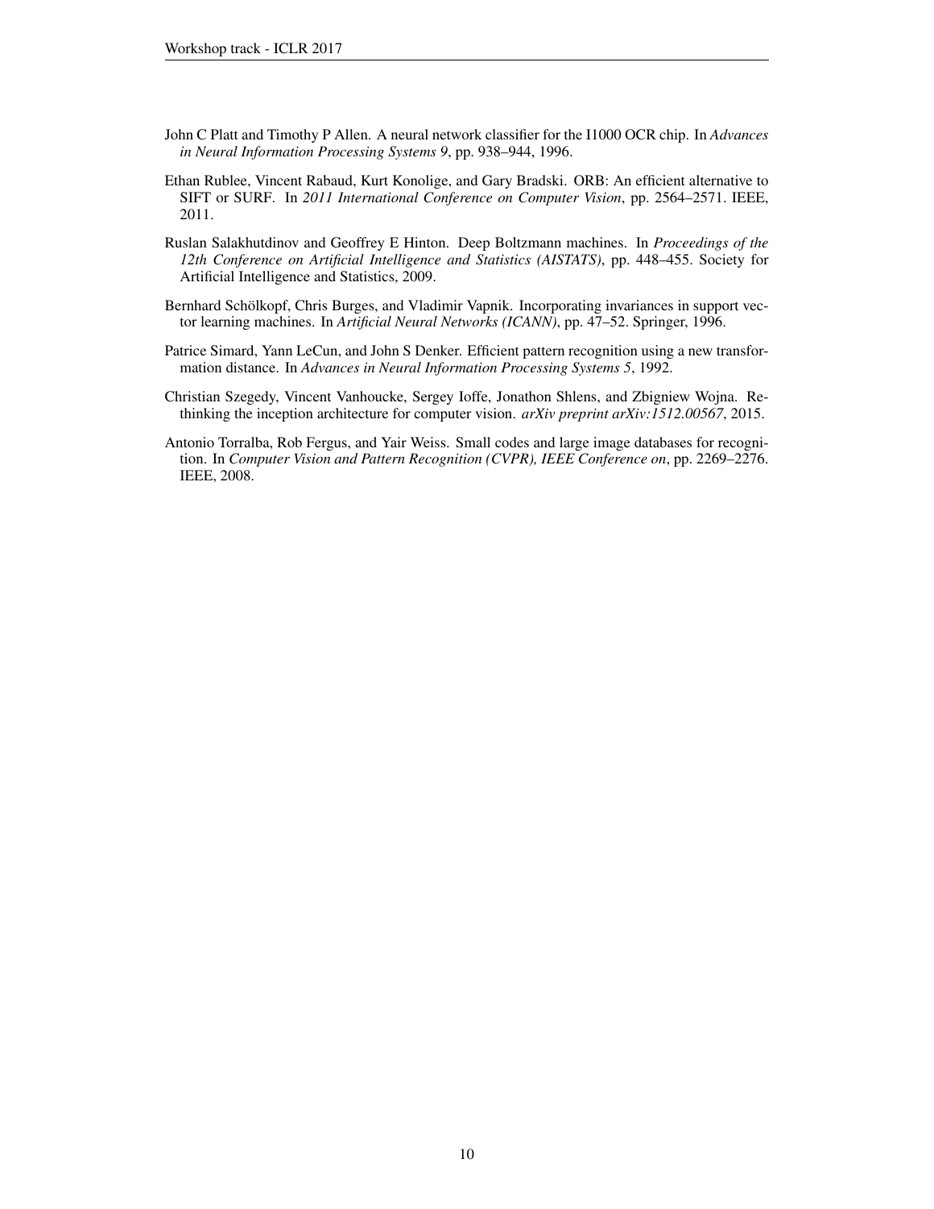John C Platt and Timothy P Allen. A neural network classifier for the I1000 OCR chip. In *Advances in Neural Information Processing Systems 9*, pp. 938–944, 1996.

Ethan Rublee, Vincent Rabaud, Kurt Konolige, and Gary Bradski. ORB: An efficient alternative to SIFT or SURF. In *2011 International Conference on Computer Vision*, pp. 2564–2571. IEEE, 2011.

Ruslan Salakhutdinov and Geoffrey E Hinton. Deep Boltzmann machines. In *Proceedings of the 12th Conference on Artificial Intelligence and Statistics (AISTATS)*, pp. 448–455. Society for Artificial Intelligence and Statistics, 2009.

Bernhard Schölkopf, Chris Burges, and Vladimir Vapnik. Incorporating invariances in support vector learning machines. In *Artificial Neural Networks (ICANN)*, pp. 47–52. Springer, 1996.

Patrice Simard, Yann LeCun, and John S Denker. Efficient pattern recognition using a new transformation distance. In *Advances in Neural Information Processing Systems 5*, 1992.

Christian Szegedy, Vincent Vanhoucke, Sergey Ioffe, Jonathon Shlens, and Zbigniew Wojna. Rethinking the inception architecture for computer vision. *arXiv preprint arXiv:1512.00567*, 2015.

Antonio Torralba, Rob Fergus, and Yair Weiss. Small codes and large image databases for recognition. In *Computer Vision and Pattern Recognition (CVPR), IEEE Conference on*, pp. 2269–2276. IEEE, 2008.